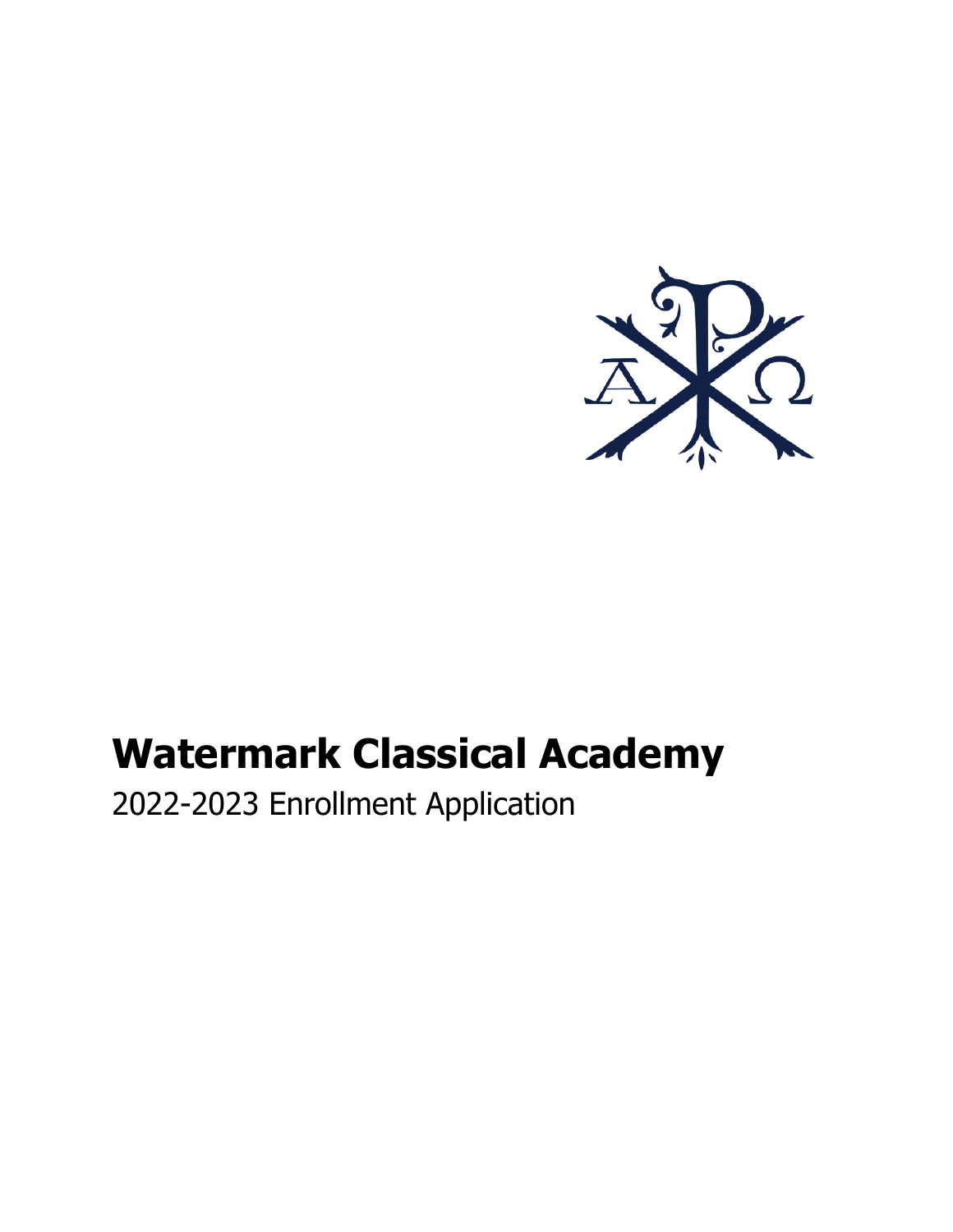# Watermark Classical Academy

2022-2023 Enrollment Application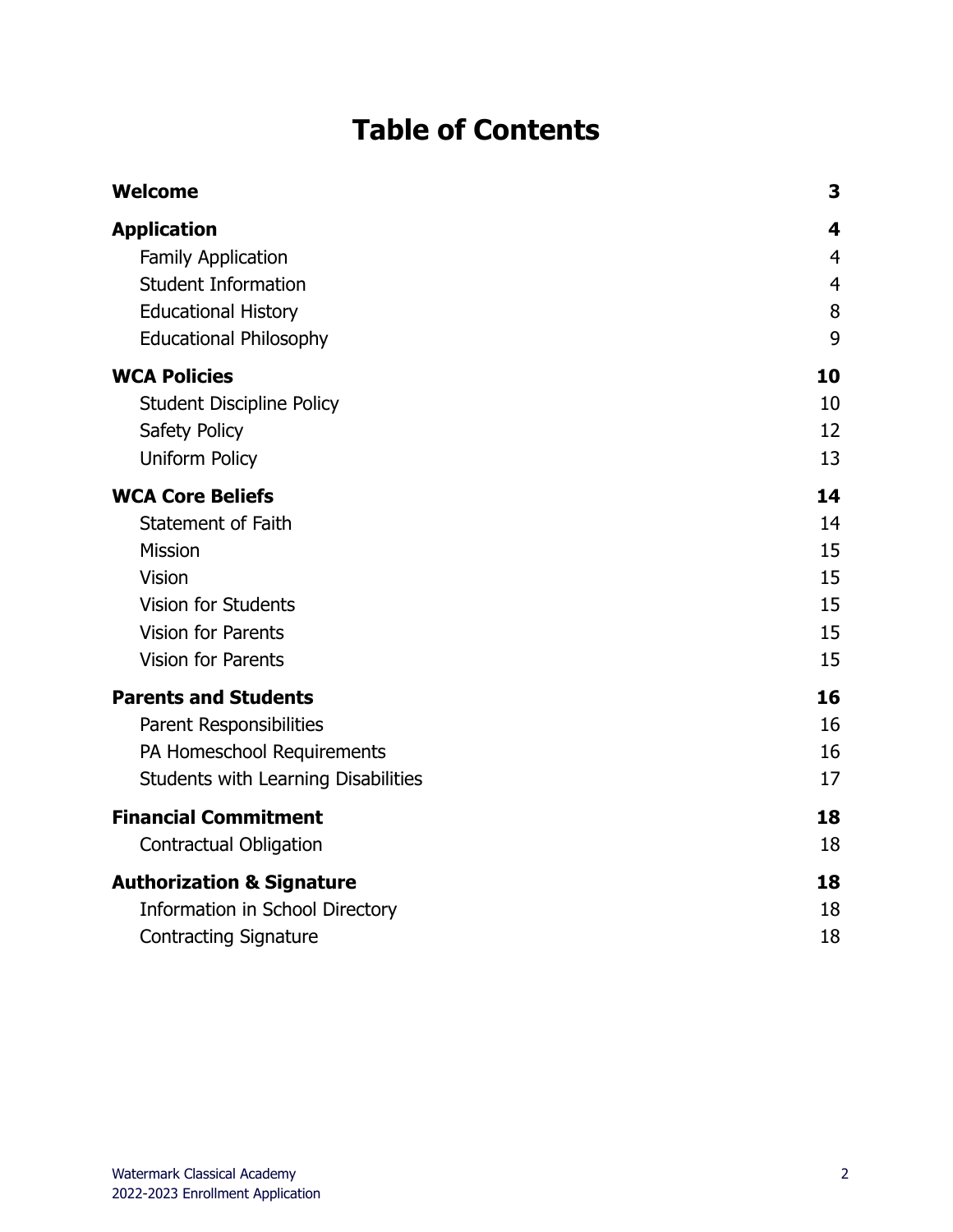# Table of Contents

| | |
|---|---|
| **Welcome** | **3** |
| **Application** | **4** |
| Family Application | 4 |
| Student Information | 4 |
| Educational History | 8 |
| Educational Philosophy | 9 |
| **WCA Policies** | **10** |
| Student Discipline Policy | 10 |
| Safety Policy | 12 |
| Uniform Policy | 13 |
| **WCA Core Beliefs** | **14** |
| Statement of Faith | 14 |
| Mission | 15 |
| Vision | 15 |
| Vision for Students | 15 |
| Vision for Parents | 15 |
| Vision for Parents | 15 |
| **Parents and Students** | **16** |
| Parent Responsibilities | 16 |
| PA Homeschool Requirements | 16 |
| Students with Learning Disabilities | 17 |
| **Financial Commitment** | **18** |
| Contractual Obligation | 18 |
| **Authorization & Signature** | **18** |
| Information in School Directory | 18 |
| Contracting Signature | 18 |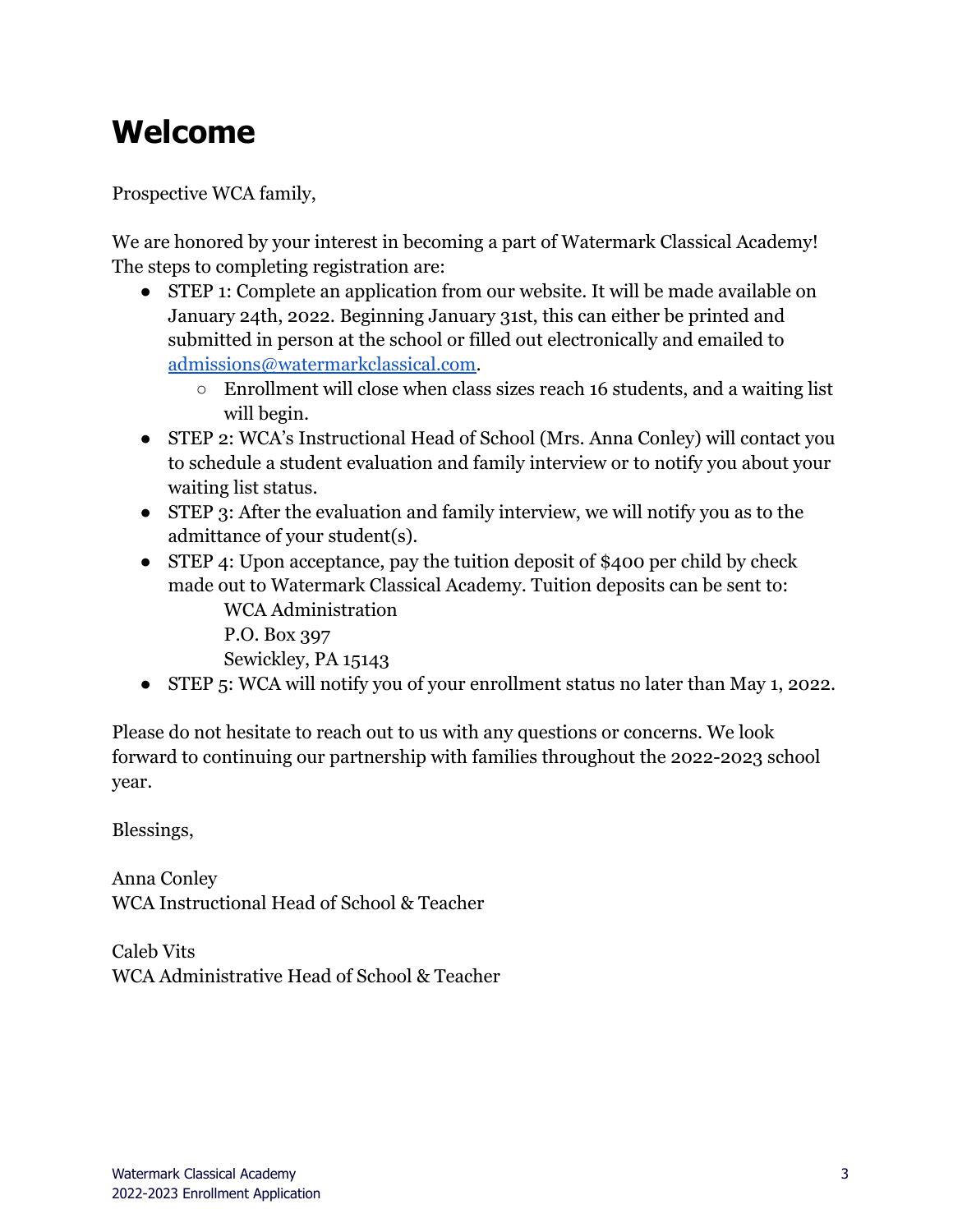# Welcome

Prospective WCA family,

We are honored by your interest in becoming a part of Watermark Classical Academy! The steps to completing registration are:

- STEP 1: Complete an application from our website. It will be made available on January 24th, 2022. Beginning January 31st, this can either be printed and submitted in person at the school or filled out electronically and emailed to [admissions@watermarkclassical.com](mailto:admissions@watermarkclassical.com).
  - Enrollment will close when class sizes reach 16 students, and a waiting list will begin.
- STEP 2: WCA's Instructional Head of School (Mrs. Anna Conley) will contact you to schedule a student evaluation and family interview or to notify you about your waiting list status.
- STEP 3: After the evaluation and family interview, we will notify you as to the admittance of your student(s).
- STEP 4: Upon acceptance, pay the tuition deposit of $400 per child by check made out to Watermark Classical Academy. Tuition deposits can be sent to:

  WCA Administration
  P.O. Box 397
  Sewickley, PA 15143
- STEP 5: WCA will notify you of your enrollment status no later than May 1, 2022.

Please do not hesitate to reach out to us with any questions or concerns. We look forward to continuing our partnership with families throughout the 2022-2023 school year.

Blessings,

Anna Conley
WCA Instructional Head of School & Teacher

Caleb Vits
WCA Administrative Head of School & Teacher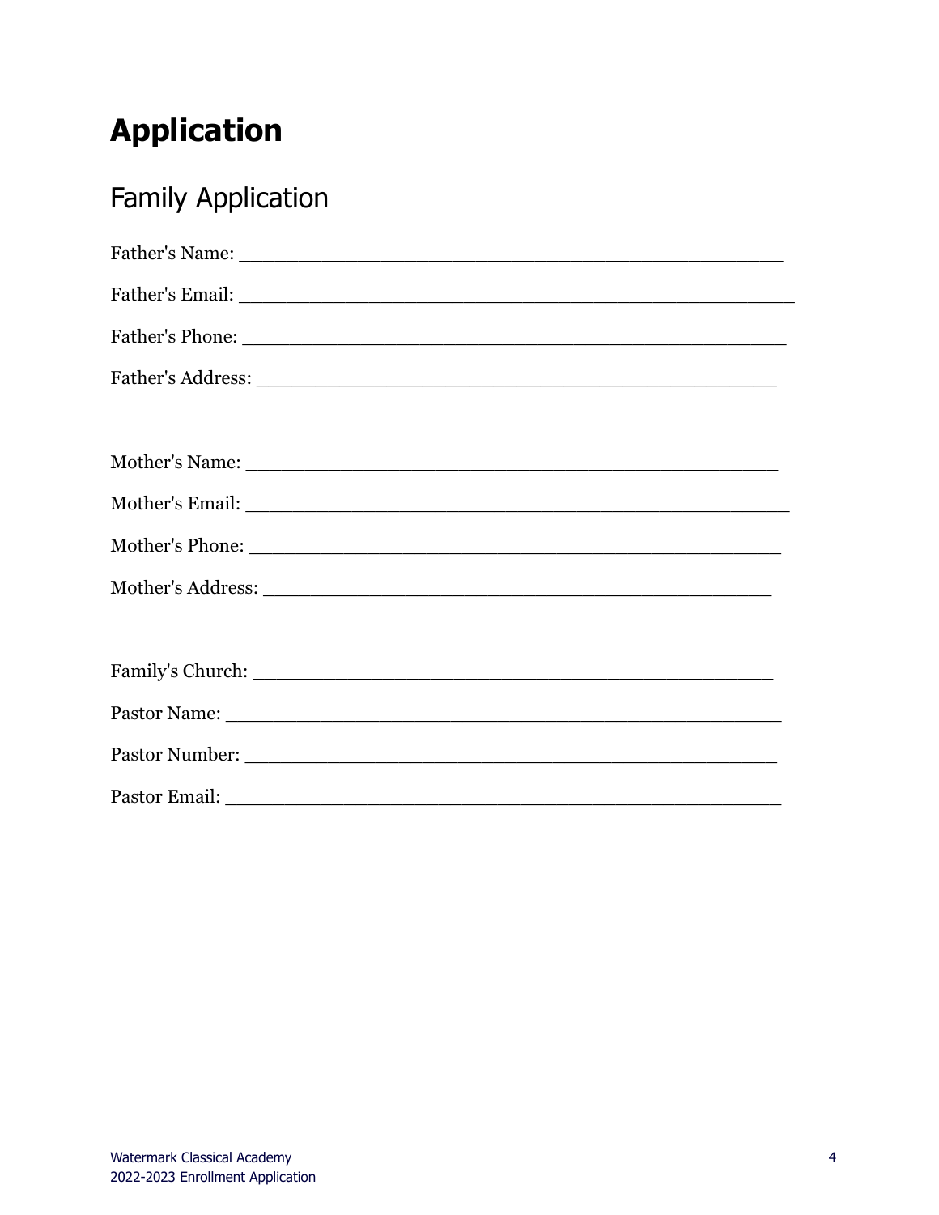# Application

## Family Application

Father's Name: ___________________________________________________

Father's Email: ____________________________________________________

Father's Phone: ___________________________________________________

Father's Address: _________________________________________________

Mother's Name: ___________________________________________________

Mother's Email: ___________________________________________________

Mother's Phone: __________________________________________________

Mother's Address: ________________________________________________

Family's Church: __________________________________________________

Pastor Name: _____________________________________________________

Pastor Number: ___________________________________________________

Pastor Email: _____________________________________________________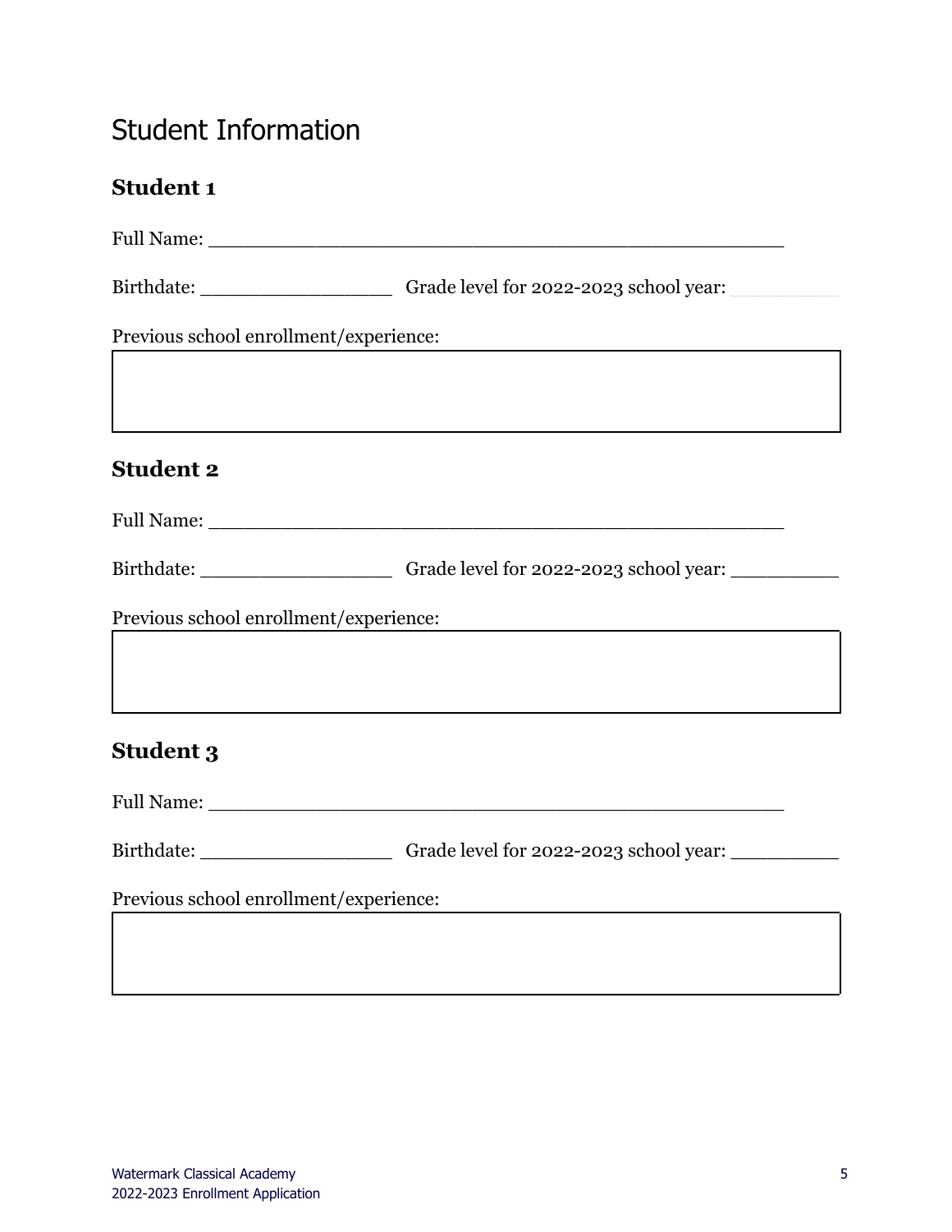# Student Information

### Student 1

Full Name: ___________________________________________

Birthdate: ______________ Grade level for 2022-2023 school year: ________

Previous school enrollment/experience:

|  |
|---|
|  |

### Student 2

Full Name: ___________________________________________

Birthdate: ______________ Grade level for 2022-2023 school year: ________

Previous school enrollment/experience:

|  |
|---|
|  |

### Student 3

Full Name: ___________________________________________

Birthdate: ______________ Grade level for 2022-2023 school year: ________

Previous school enrollment/experience:

|  |
|---|
|  |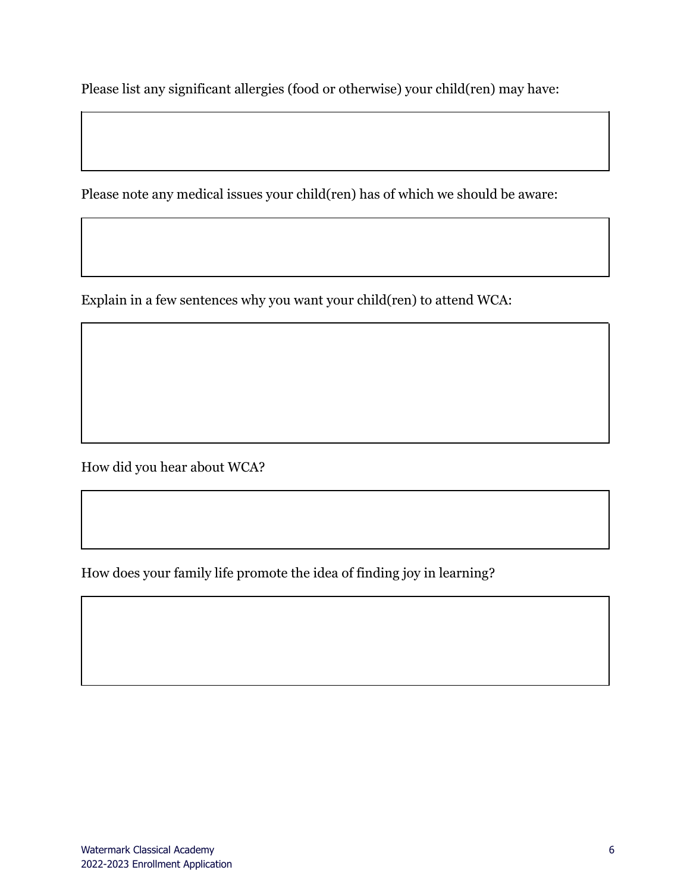Please list any significant allergies (food or otherwise) your child(ren) may have:

Please note any medical issues your child(ren) has of which we should be aware:

Explain in a few sentences why you want your child(ren) to attend WCA:

How did you hear about WCA?

How does your family life promote the idea of finding joy in learning?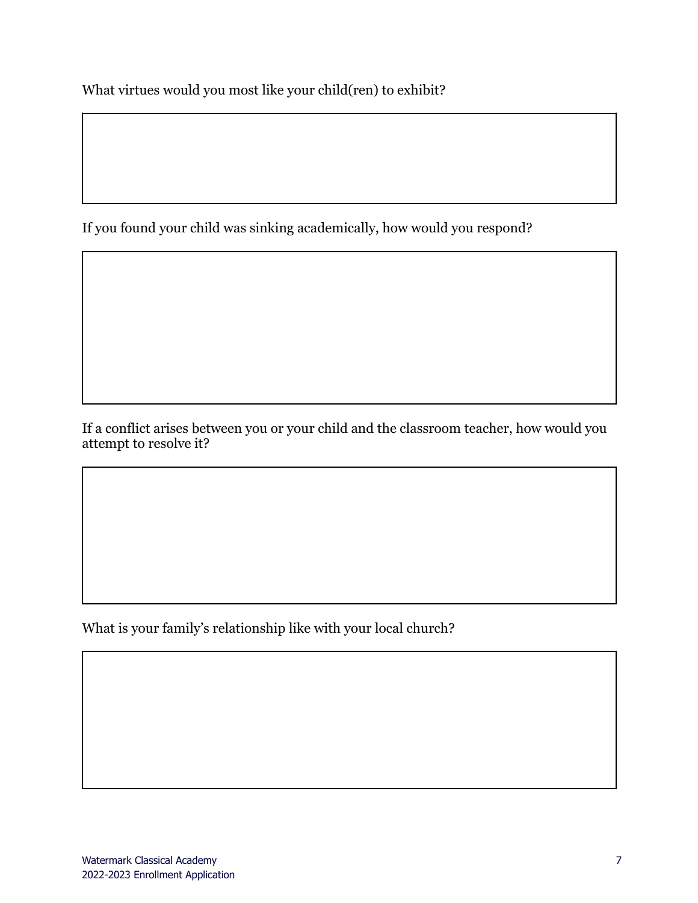What virtues would you most like your child(ren) to exhibit?

If you found your child was sinking academically, how would you respond?

If a conflict arises between you or your child and the classroom teacher, how would you attempt to resolve it?

What is your family's relationship like with your local church?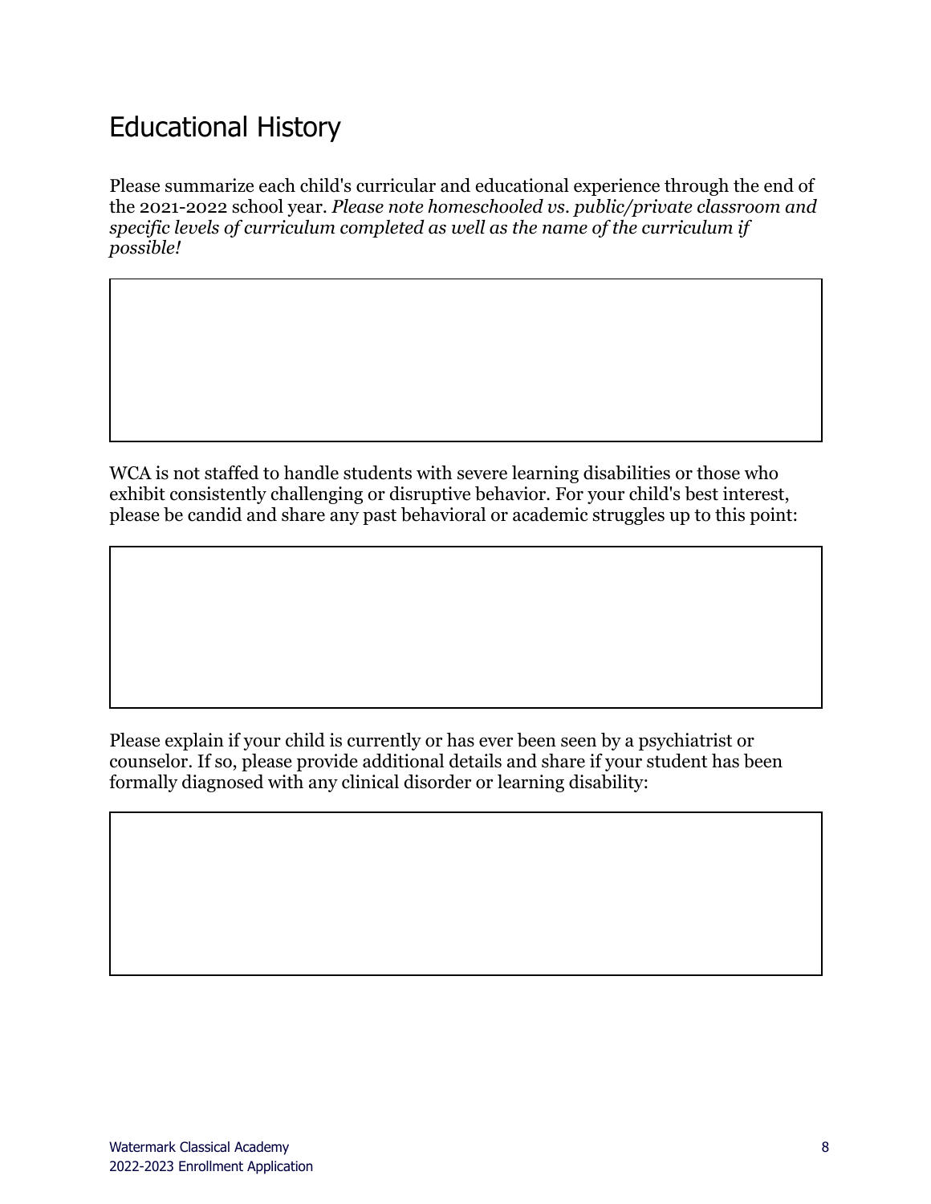# Educational History

Please summarize each child's curricular and educational experience through the end of the 2021-2022 school year. *Please note homeschooled vs. public/private classroom and specific levels of curriculum completed as well as the name of the curriculum if possible!*

WCA is not staffed to handle students with severe learning disabilities or those who exhibit consistently challenging or disruptive behavior. For your child's best interest, please be candid and share any past behavioral or academic struggles up to this point:

Please explain if your child is currently or has ever been seen by a psychiatrist or counselor. If so, please provide additional details and share if your student has been formally diagnosed with any clinical disorder or learning disability: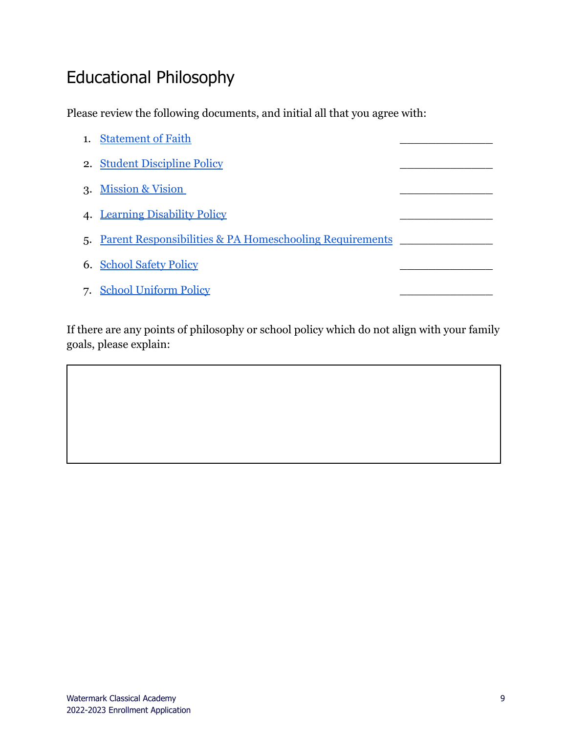# Educational Philosophy

Please review the following documents, and initial all that you agree with:

1. Statement of Faith _______________
2. Student Discipline Policy _______________
3. Mission & Vision _______________
4. Learning Disability Policy _______________
5. Parent Responsibilities & PA Homeschooling Requirements _______________
6. School Safety Policy _______________
7. School Uniform Policy _______________

If there are any points of philosophy or school policy which do not align with your family goals, please explain:

| |
|---|
| |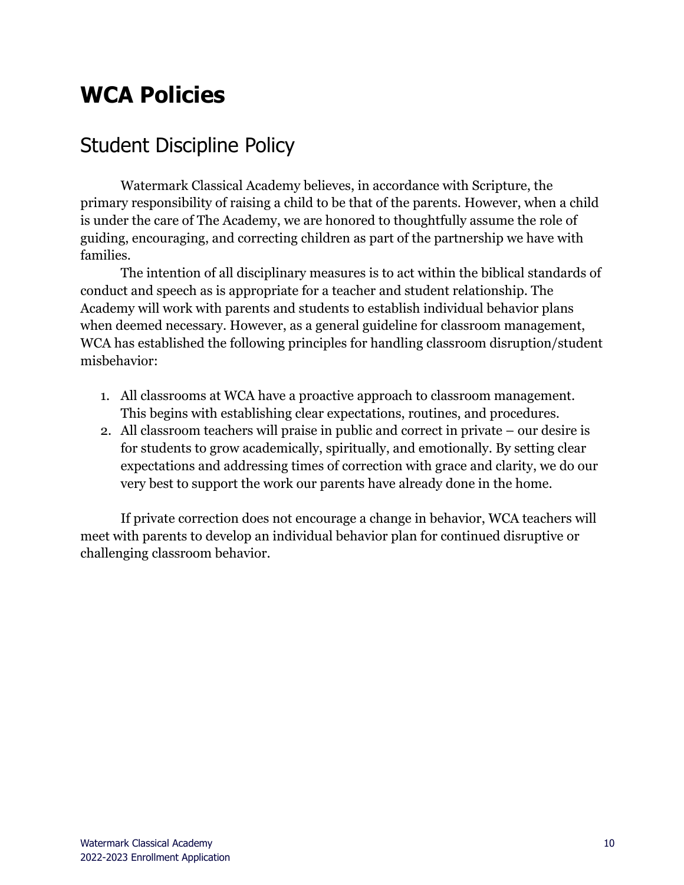# WCA Policies

## Student Discipline Policy

Watermark Classical Academy believes, in accordance with Scripture, the primary responsibility of raising a child to be that of the parents. However, when a child is under the care of The Academy, we are honored to thoughtfully assume the role of guiding, encouraging, and correcting children as part of the partnership we have with families.

The intention of all disciplinary measures is to act within the biblical standards of conduct and speech as is appropriate for a teacher and student relationship. The Academy will work with parents and students to establish individual behavior plans when deemed necessary. However, as a general guideline for classroom management, WCA has established the following principles for handling classroom disruption/student misbehavior:

1. All classrooms at WCA have a proactive approach to classroom management. This begins with establishing clear expectations, routines, and procedures.
2. All classroom teachers will praise in public and correct in private – our desire is for students to grow academically, spiritually, and emotionally. By setting clear expectations and addressing times of correction with grace and clarity, we do our very best to support the work our parents have already done in the home.

If private correction does not encourage a change in behavior, WCA teachers will meet with parents to develop an individual behavior plan for continued disruptive or challenging classroom behavior.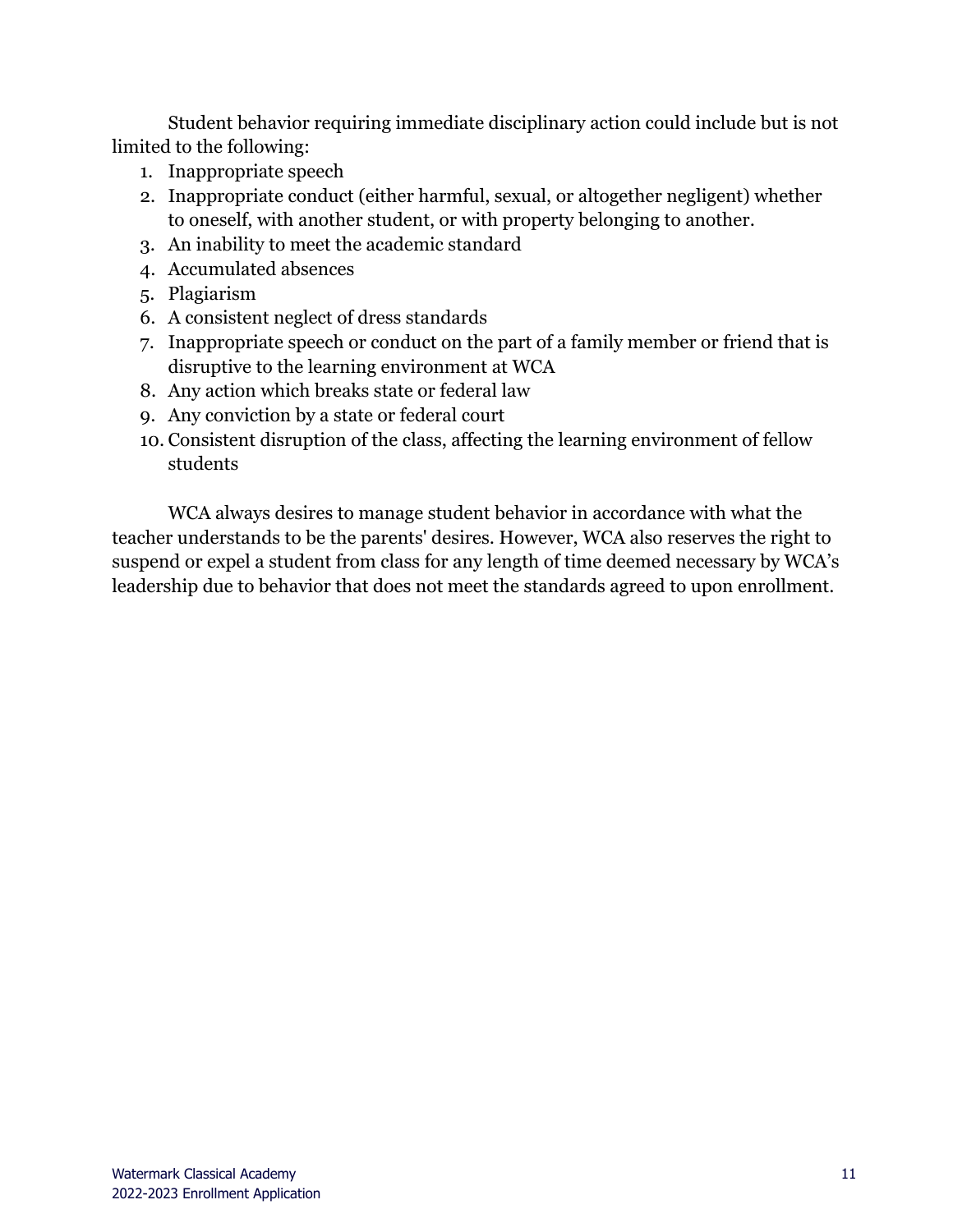Student behavior requiring immediate disciplinary action could include but is not limited to the following:

1. Inappropriate speech
2. Inappropriate conduct (either harmful, sexual, or altogether negligent) whether to oneself, with another student, or with property belonging to another.
3. An inability to meet the academic standard
4. Accumulated absences
5. Plagiarism
6. A consistent neglect of dress standards
7. Inappropriate speech or conduct on the part of a family member or friend that is disruptive to the learning environment at WCA
8. Any action which breaks state or federal law
9. Any conviction by a state or federal court
10. Consistent disruption of the class, affecting the learning environment of fellow students

WCA always desires to manage student behavior in accordance with what the teacher understands to be the parents' desires. However, WCA also reserves the right to suspend or expel a student from class for any length of time deemed necessary by WCA's leadership due to behavior that does not meet the standards agreed to upon enrollment.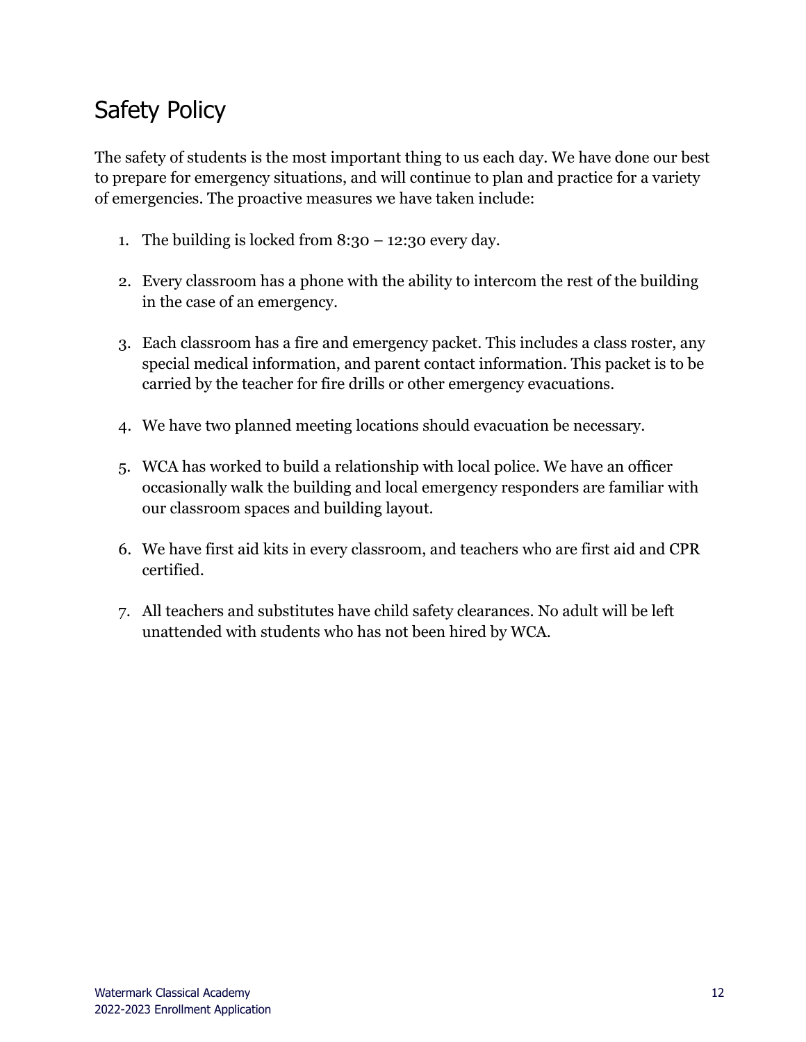# Safety Policy

The safety of students is the most important thing to us each day. We have done our best to prepare for emergency situations, and will continue to plan and practice for a variety of emergencies. The proactive measures we have taken include:

1. The building is locked from 8:30 – 12:30 every day.

2. Every classroom has a phone with the ability to intercom the rest of the building in the case of an emergency.

3. Each classroom has a fire and emergency packet. This includes a class roster, any special medical information, and parent contact information. This packet is to be carried by the teacher for fire drills or other emergency evacuations.

4. We have two planned meeting locations should evacuation be necessary.

5. WCA has worked to build a relationship with local police. We have an officer occasionally walk the building and local emergency responders are familiar with our classroom spaces and building layout.

6. We have first aid kits in every classroom, and teachers who are first aid and CPR certified.

7. All teachers and substitutes have child safety clearances. No adult will be left unattended with students who has not been hired by WCA.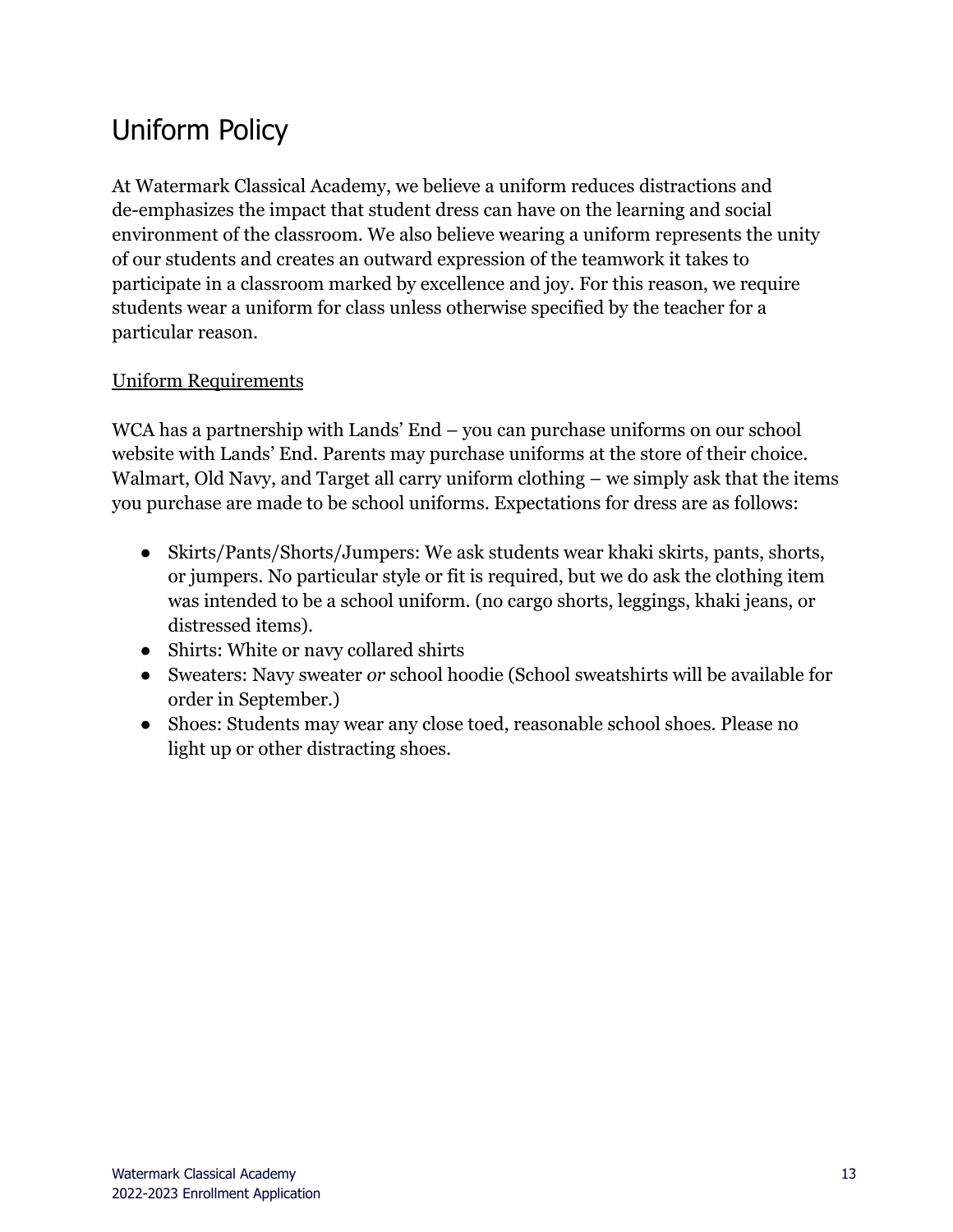# Uniform Policy

At Watermark Classical Academy, we believe a uniform reduces distractions and de-emphasizes the impact that student dress can have on the learning and social environment of the classroom. We also believe wearing a uniform represents the unity of our students and creates an outward expression of the teamwork it takes to participate in a classroom marked by excellence and joy. For this reason, we require students wear a uniform for class unless otherwise specified by the teacher for a particular reason.

<u>Uniform Requirements</u>

WCA has a partnership with Lands' End – you can purchase uniforms on our school website with Lands' End. Parents may purchase uniforms at the store of their choice. Walmart, Old Navy, and Target all carry uniform clothing – we simply ask that the items you purchase are made to be school uniforms. Expectations for dress are as follows:

- Skirts/Pants/Shorts/Jumpers: We ask students wear khaki skirts, pants, shorts, or jumpers. No particular style or fit is required, but we do ask the clothing item was intended to be a school uniform. (no cargo shorts, leggings, khaki jeans, or distressed items).
- Shirts: White or navy collared shirts
- Sweaters: Navy sweater *or* school hoodie (School sweatshirts will be available for order in September.)
- Shoes: Students may wear any close toed, reasonable school shoes. Please no light up or other distracting shoes.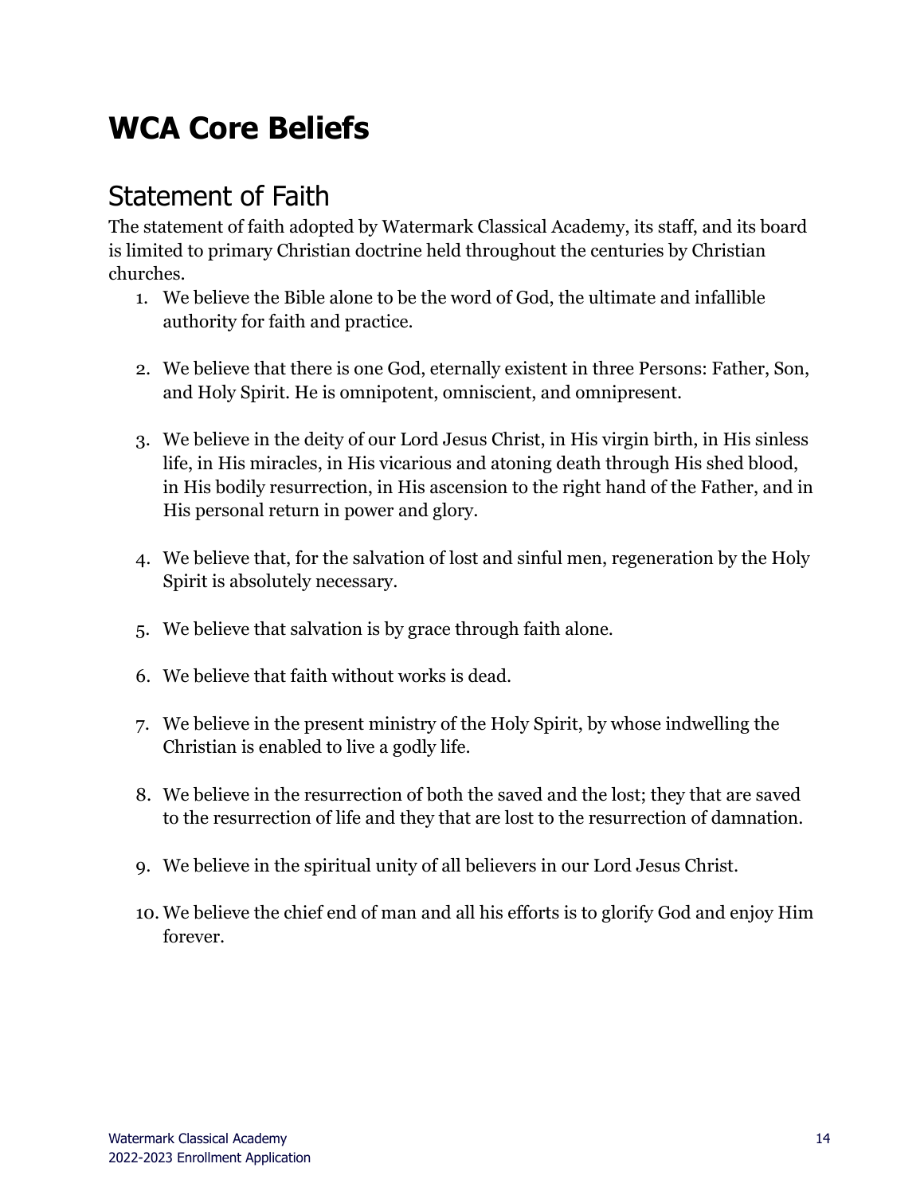# WCA Core Beliefs

## Statement of Faith

The statement of faith adopted by Watermark Classical Academy, its staff, and its board is limited to primary Christian doctrine held throughout the centuries by Christian churches.

1. We believe the Bible alone to be the word of God, the ultimate and infallible authority for faith and practice.

2. We believe that there is one God, eternally existent in three Persons: Father, Son, and Holy Spirit. He is omnipotent, omniscient, and omnipresent.

3. We believe in the deity of our Lord Jesus Christ, in His virgin birth, in His sinless life, in His miracles, in His vicarious and atoning death through His shed blood, in His bodily resurrection, in His ascension to the right hand of the Father, and in His personal return in power and glory.

4. We believe that, for the salvation of lost and sinful men, regeneration by the Holy Spirit is absolutely necessary.

5. We believe that salvation is by grace through faith alone.

6. We believe that faith without works is dead.

7. We believe in the present ministry of the Holy Spirit, by whose indwelling the Christian is enabled to live a godly life.

8. We believe in the resurrection of both the saved and the lost; they that are saved to the resurrection of life and they that are lost to the resurrection of damnation.

9. We believe in the spiritual unity of all believers in our Lord Jesus Christ.

10. We believe the chief end of man and all his efforts is to glorify God and enjoy Him forever.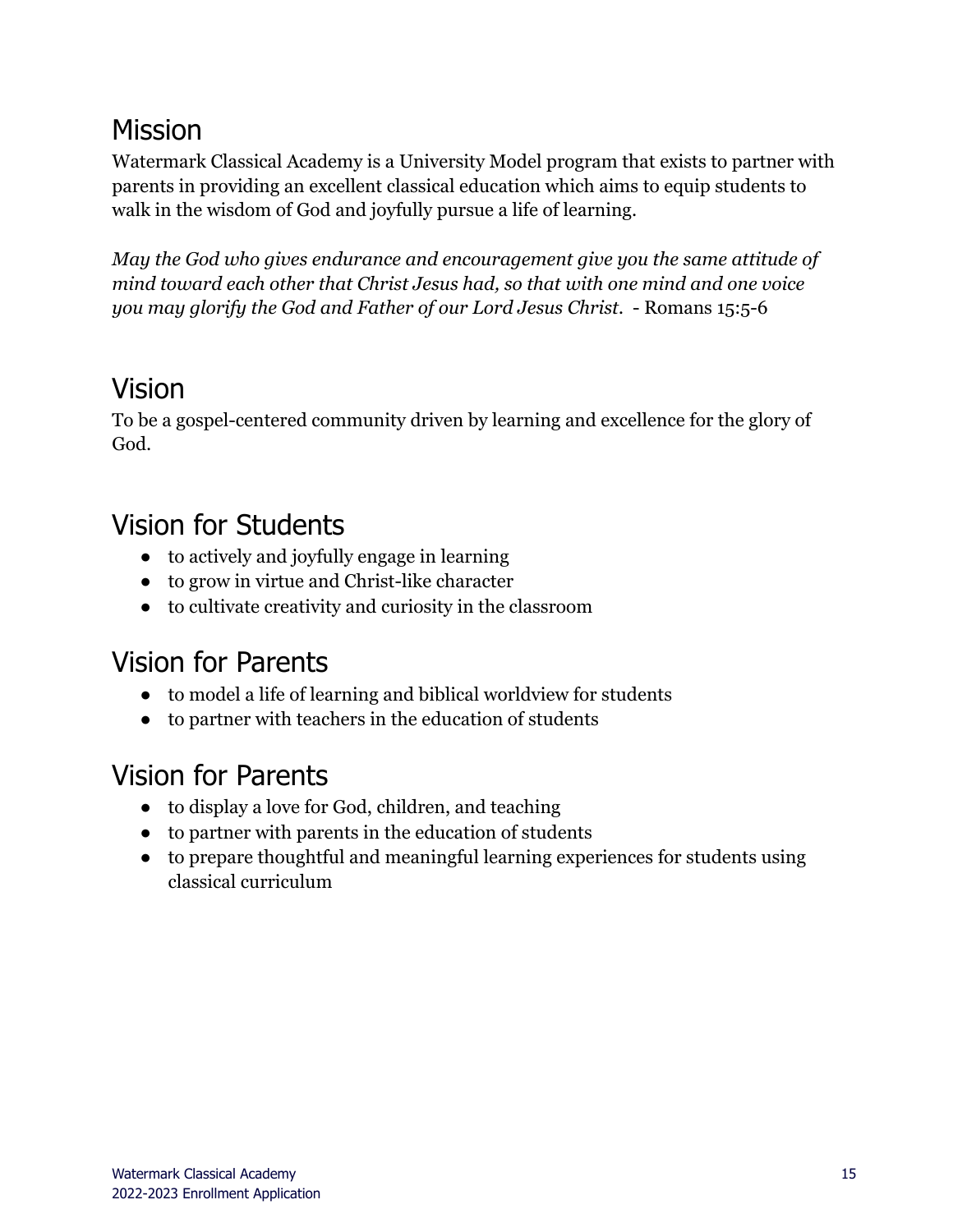## Mission

Watermark Classical Academy is a University Model program that exists to partner with parents in providing an excellent classical education which aims to equip students to walk in the wisdom of God and joyfully pursue a life of learning.

*May the God who gives endurance and encouragement give you the same attitude of mind toward each other that Christ Jesus had, so that with one mind and one voice you may glorify the God and Father of our Lord Jesus Christ.* - Romans 15:5-6

## Vision

To be a gospel-centered community driven by learning and excellence for the glory of God.

## Vision for Students

- to actively and joyfully engage in learning
- to grow in virtue and Christ-like character
- to cultivate creativity and curiosity in the classroom

## Vision for Parents

- to model a life of learning and biblical worldview for students
- to partner with teachers in the education of students

## Vision for Parents

- to display a love for God, children, and teaching
- to partner with parents in the education of students
- to prepare thoughtful and meaningful learning experiences for students using classical curriculum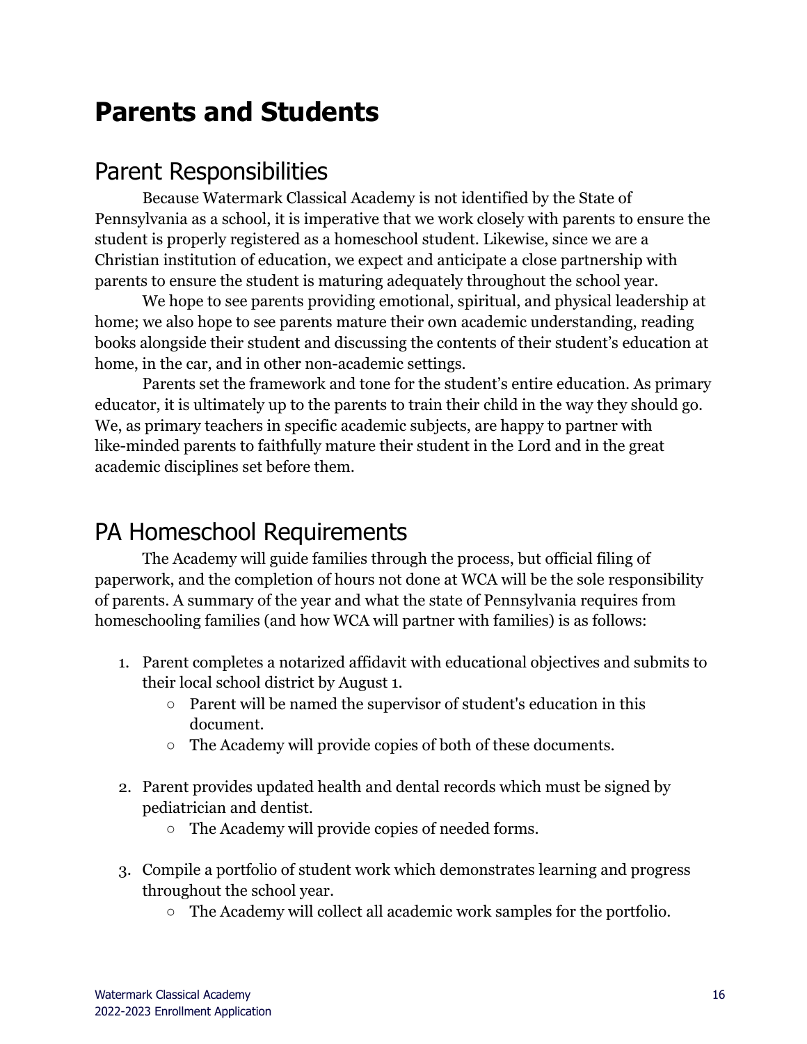# Parents and Students

## Parent Responsibilities

Because Watermark Classical Academy is not identified by the State of Pennsylvania as a school, it is imperative that we work closely with parents to ensure the student is properly registered as a homeschool student. Likewise, since we are a Christian institution of education, we expect and anticipate a close partnership with parents to ensure the student is maturing adequately throughout the school year.

We hope to see parents providing emotional, spiritual, and physical leadership at home; we also hope to see parents mature their own academic understanding, reading books alongside their student and discussing the contents of their student's education at home, in the car, and in other non-academic settings.

Parents set the framework and tone for the student's entire education. As primary educator, it is ultimately up to the parents to train their child in the way they should go. We, as primary teachers in specific academic subjects, are happy to partner with like-minded parents to faithfully mature their student in the Lord and in the great academic disciplines set before them.

## PA Homeschool Requirements

The Academy will guide families through the process, but official filing of paperwork, and the completion of hours not done at WCA will be the sole responsibility of parents. A summary of the year and what the state of Pennsylvania requires from homeschooling families (and how WCA will partner with families) is as follows:

1. Parent completes a notarized affidavit with educational objectives and submits to their local school district by August 1.
   - Parent will be named the supervisor of student's education in this document.
   - The Academy will provide copies of both of these documents.

2. Parent provides updated health and dental records which must be signed by pediatrician and dentist.
   - The Academy will provide copies of needed forms.

3. Compile a portfolio of student work which demonstrates learning and progress throughout the school year.
   - The Academy will collect all academic work samples for the portfolio.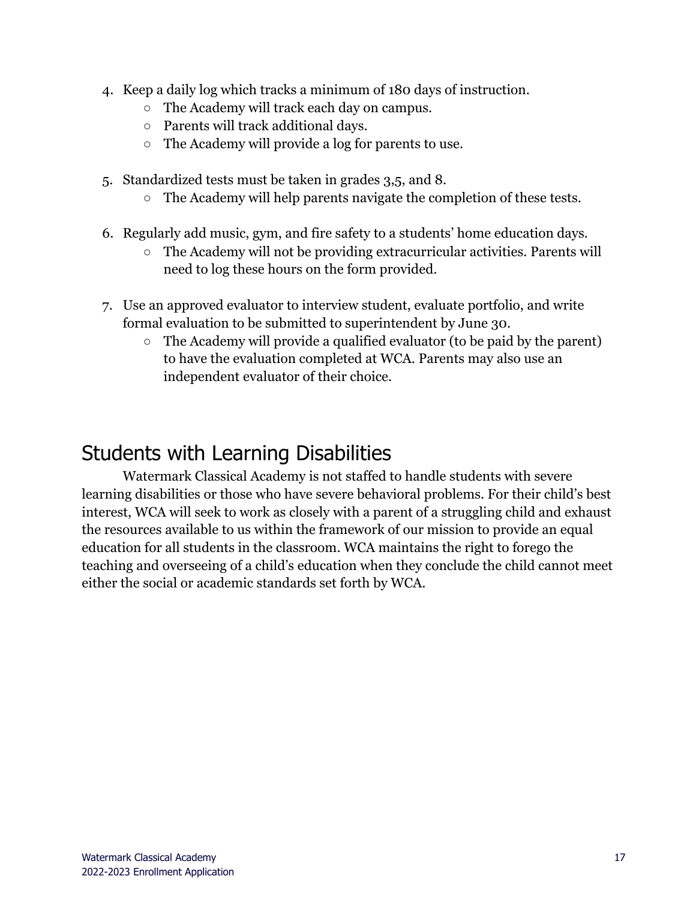4. Keep a daily log which tracks a minimum of 180 days of instruction.
    - The Academy will track each day on campus.
    - Parents will track additional days.
    - The Academy will provide a log for parents to use.

5. Standardized tests must be taken in grades 3,5, and 8.
    - The Academy will help parents navigate the completion of these tests.

6. Regularly add music, gym, and fire safety to a students' home education days.
    - The Academy will not be providing extracurricular activities. Parents will need to log these hours on the form provided.

7. Use an approved evaluator to interview student, evaluate portfolio, and write formal evaluation to be submitted to superintendent by June 30.
    - The Academy will provide a qualified evaluator (to be paid by the parent) to have the evaluation completed at WCA. Parents may also use an independent evaluator of their choice.

## Students with Learning Disabilities

Watermark Classical Academy is not staffed to handle students with severe learning disabilities or those who have severe behavioral problems. For their child's best interest, WCA will seek to work as closely with a parent of a struggling child and exhaust the resources available to us within the framework of our mission to provide an equal education for all students in the classroom. WCA maintains the right to forego the teaching and overseeing of a child's education when they conclude the child cannot meet either the social or academic standards set forth by WCA.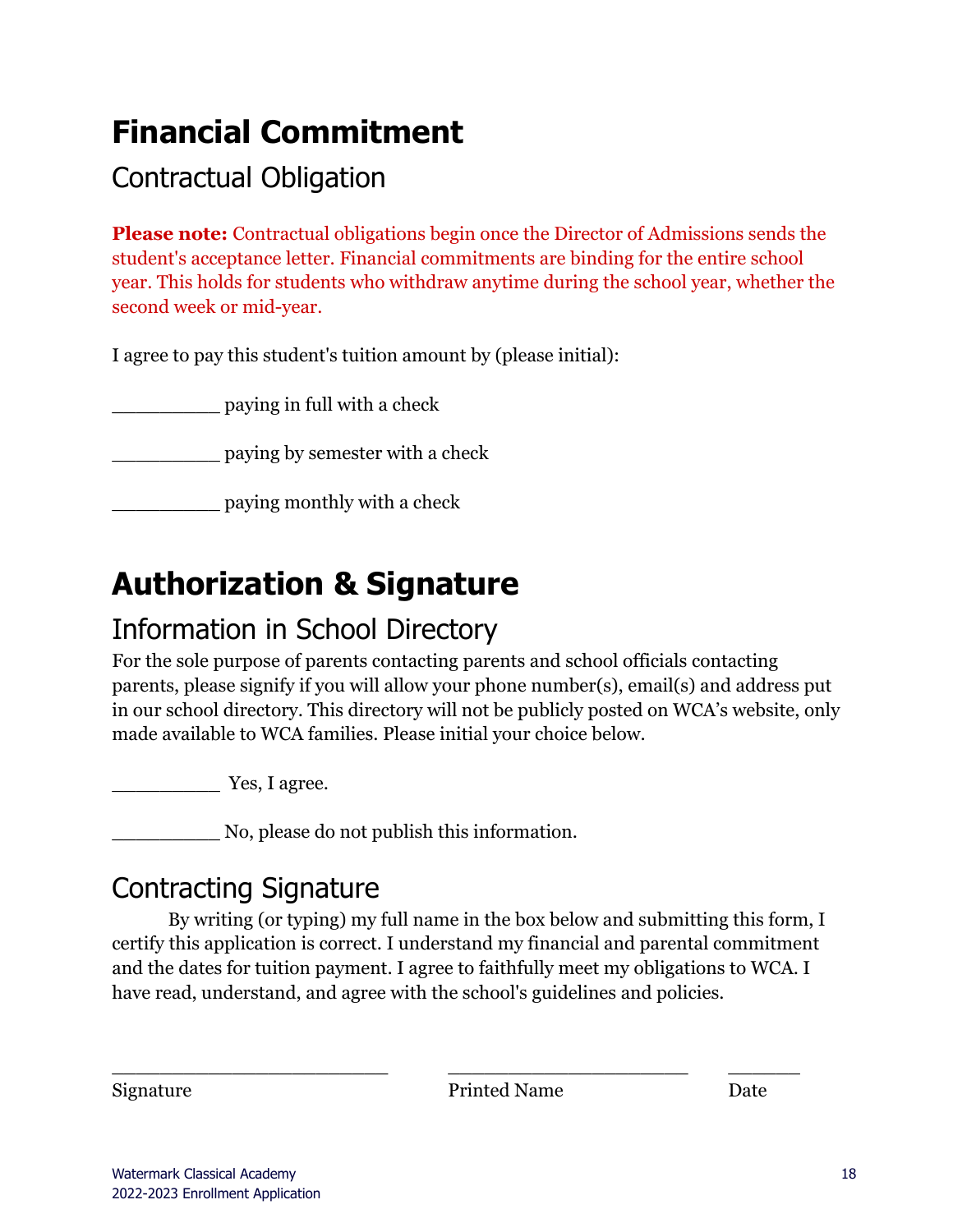# Financial Commitment

## Contractual Obligation

**Please note:** Contractual obligations begin once the Director of Admissions sends the student's acceptance letter. Financial commitments are binding for the entire school year. This holds for students who withdraw anytime during the school year, whether the second week or mid-year.

I agree to pay this student's tuition amount by (please initial):

__________ paying in full with a check

__________ paying by semester with a check

__________ paying monthly with a check

# Authorization & Signature

## Information in School Directory

For the sole purpose of parents contacting parents and school officials contacting parents, please signify if you will allow your phone number(s), email(s) and address put in our school directory. This directory will not be publicly posted on WCA's website, only made available to WCA families. Please initial your choice below.

__________ Yes, I agree.

__________ No, please do not publish this information.

## Contracting Signature

By writing (or typing) my full name in the box below and submitting this form, I certify this application is correct. I understand my financial and parental commitment and the dates for tuition payment. I agree to faithfully meet my obligations to WCA. I have read, understand, and agree with the school's guidelines and policies.

_________________________ _______________________ _______

Signature Printed Name Date